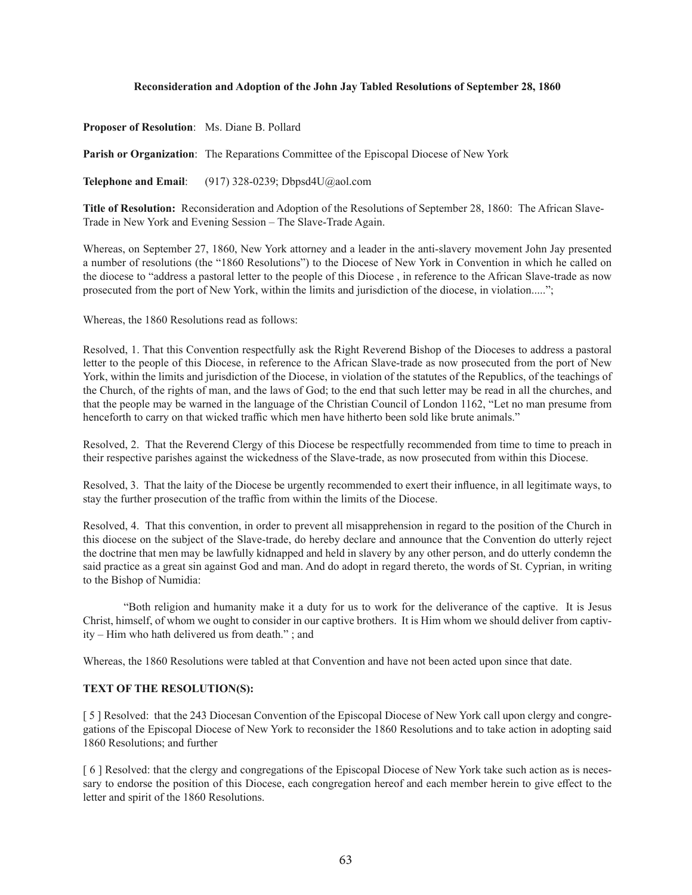**Reconsideration and Adoption of the John Jay Tabled Resolutions of September 28, 1860**

**Proposer of Resolution**: Ms. Diane B. Pollard

**Parish or Organization**: The Reparations Committee of the Episcopal Diocese of New York

**Telephone and Email**: (917) 328-0239; Dbpsd4U@aol.com

**Title of Resolution:** Reconsideration and Adoption of the Resolutions of September 28, 1860: The African Slave-Trade in New York and Evening Session – The Slave-Trade Again.

Whereas, on September 27, 1860, New York attorney and a leader in the anti-slavery movement John Jay presented a number of resolutions (the "1860 Resolutions") to the Diocese of New York in Convention in which he called on the diocese to "address a pastoral letter to the people of this Diocese , in reference to the African Slave-trade as now prosecuted from the port of New York, within the limits and jurisdiction of the diocese, in violation.....";

Whereas, the 1860 Resolutions read as follows:

Resolved, 1. That this Convention respectfully ask the Right Reverend Bishop of the Dioceses to address a pastoral letter to the people of this Diocese, in reference to the African Slave-trade as now prosecuted from the port of New York, within the limits and jurisdiction of the Diocese, in violation of the statutes of the Republics, of the teachings of the Church, of the rights of man, and the laws of God; to the end that such letter may be read in all the churches, and that the people may be warned in the language of the Christian Council of London 1162, "Let no man presume from henceforth to carry on that wicked traffic which men have hitherto been sold like brute animals."

Resolved, 2. That the Reverend Clergy of this Diocese be respectfully recommended from time to time to preach in their respective parishes against the wickedness of the Slave-trade, as now prosecuted from within this Diocese.

Resolved, 3. That the laity of the Diocese be urgently recommended to exert their influence, in all legitimate ways, to stay the further prosecution of the traffic from within the limits of the Diocese.

Resolved, 4. That this convention, in order to prevent all misapprehension in regard to the position of the Church in this diocese on the subject of the Slave-trade, do hereby declare and announce that the Convention do utterly reject the doctrine that men may be lawfully kidnapped and held in slavery by any other person, and do utterly condemn the said practice as a great sin against God and man. And do adopt in regard thereto, the words of St. Cyprian, in writing to the Bishop of Numidia:

> "Both religion and humanity make it a duty for us to work for the deliverance of the captive. It is Jesus Christ, himself, of whom we ought to consider in our captive brothers. It is Him whom we should deliver from captivity – Him who hath delivered us from death." ; and

Whereas, the 1860 Resolutions were tabled at that Convention and have not been acted upon since that date.

**TEXT OF THE RESOLUTION(S):**

[ 5 ] Resolved: that the 243 Diocesan Convention of the Episcopal Diocese of New York call upon clergy and congregations of the Episcopal Diocese of New York to reconsider the 1860 Resolutions and to take action in adopting said 1860 Resolutions; and further

[ 6 ] Resolved: that the clergy and congregations of the Episcopal Diocese of New York take such action as is necessary to endorse the position of this Diocese, each congregation hereof and each member herein to give effect to the letter and spirit of the 1860 Resolutions.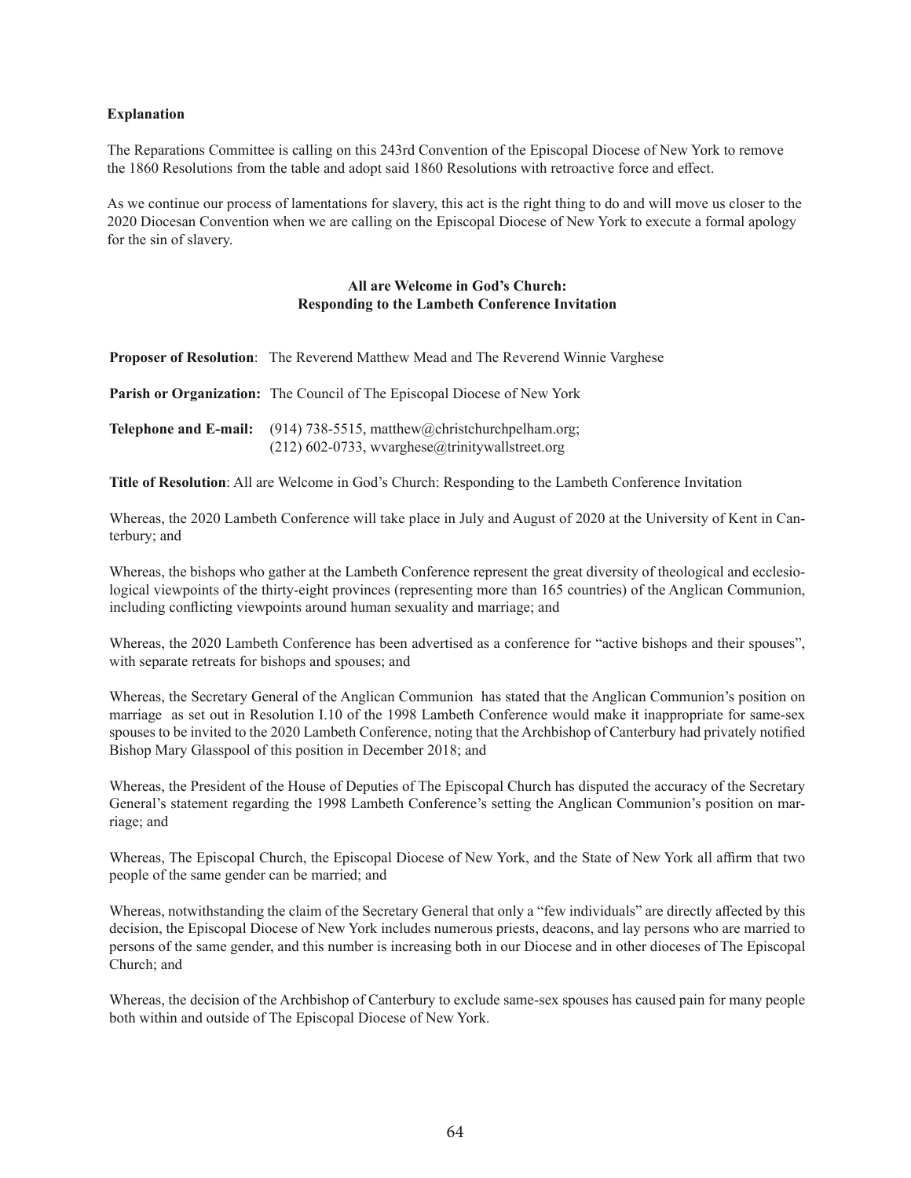**Explanation**

The Reparations Committee is calling on this 243rd Convention of the Episcopal Diocese of New York to remove the 1860 Resolutions from the table and adopt said 1860 Resolutions with retroactive force and effect.

As we continue our process of lamentations for slavery, this act is the right thing to do and will move us closer to the 2020 Diocesan Convention when we are calling on the Episcopal Diocese of New York to execute a formal apology for the sin of slavery.

## All are Welcome in God's Church: Responding to the Lambeth Conference Invitation

**Proposer of Resolution**: The Reverend Matthew Mead and The Reverend Winnie Varghese

**Parish or Organization:** The Council of The Episcopal Diocese of New York

**Telephone and E-mail:** (914) 738-5515, matthew@christchurchpelham.org; (212) 602-0733, wvarghese@trinitywallstreet.org

**Title of Resolution**: All are Welcome in God's Church: Responding to the Lambeth Conference Invitation

Whereas, the 2020 Lambeth Conference will take place in July and August of 2020 at the University of Kent in Canterbury; and

Whereas, the bishops who gather at the Lambeth Conference represent the great diversity of theological and ecclesiological viewpoints of the thirty-eight provinces (representing more than 165 countries) of the Anglican Communion, including conflicting viewpoints around human sexuality and marriage; and

Whereas, the 2020 Lambeth Conference has been advertised as a conference for "active bishops and their spouses", with separate retreats for bishops and spouses; and

Whereas, the Secretary General of the Anglican Communion has stated that the Anglican Communion's position on marriage as set out in Resolution I.10 of the 1998 Lambeth Conference would make it inappropriate for same-sex spouses to be invited to the 2020 Lambeth Conference, noting that the Archbishop of Canterbury had privately notified Bishop Mary Glasspool of this position in December 2018; and

Whereas, the President of the House of Deputies of The Episcopal Church has disputed the accuracy of the Secretary General's statement regarding the 1998 Lambeth Conference's setting the Anglican Communion's position on marriage; and

Whereas, The Episcopal Church, the Episcopal Diocese of New York, and the State of New York all affirm that two people of the same gender can be married; and

Whereas, notwithstanding the claim of the Secretary General that only a "few individuals" are directly affected by this decision, the Episcopal Diocese of New York includes numerous priests, deacons, and lay persons who are married to persons of the same gender, and this number is increasing both in our Diocese and in other dioceses of The Episcopal Church; and

Whereas, the decision of the Archbishop of Canterbury to exclude same-sex spouses has caused pain for many people both within and outside of The Episcopal Diocese of New York.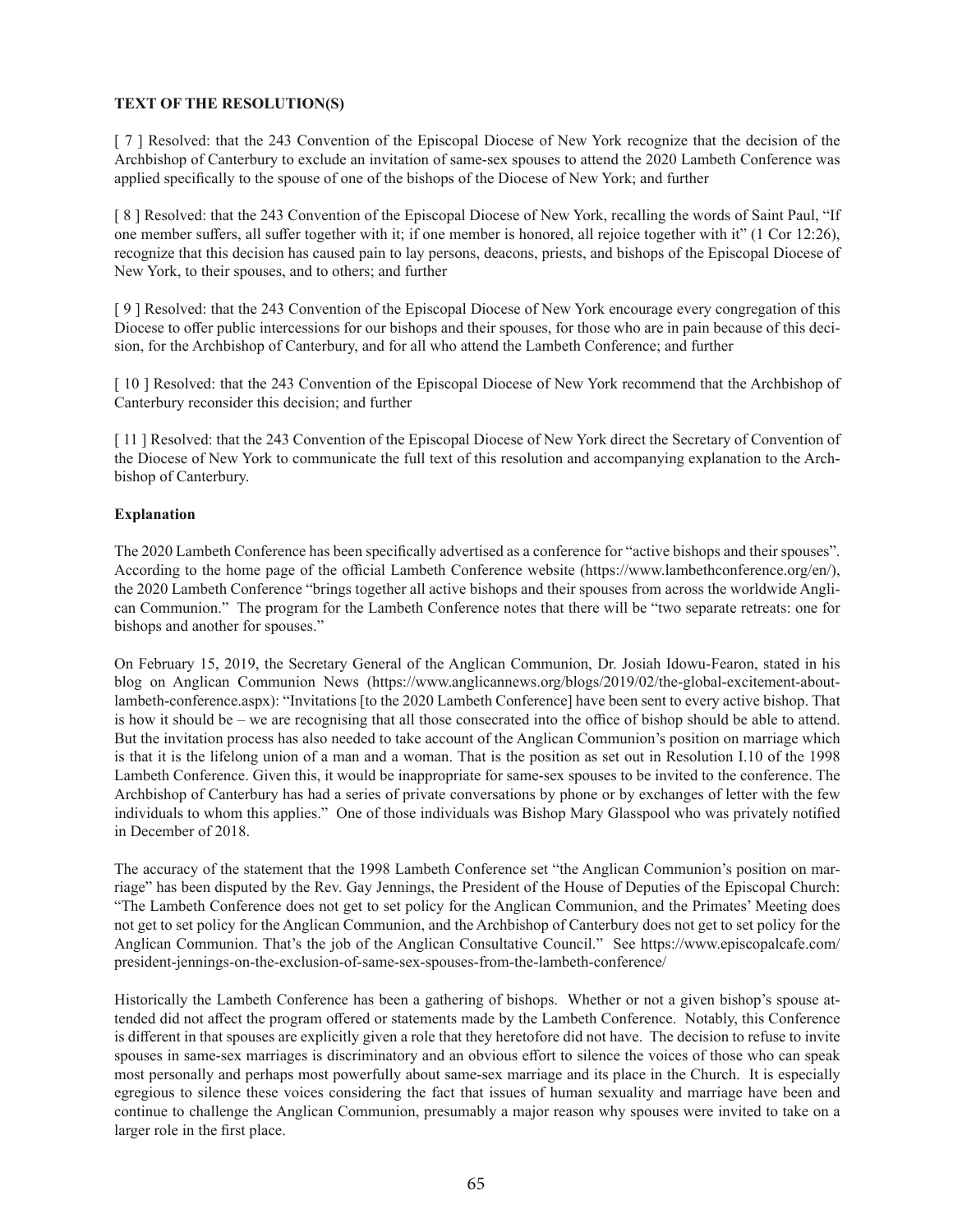**TEXT OF THE RESOLUTION(S)**

[ 7 ] Resolved: that the 243 Convention of the Episcopal Diocese of New York recognize that the decision of the Archbishop of Canterbury to exclude an invitation of same-sex spouses to attend the 2020 Lambeth Conference was applied specifically to the spouse of one of the bishops of the Diocese of New York; and further

[ 8 ] Resolved: that the 243 Convention of the Episcopal Diocese of New York, recalling the words of Saint Paul, "If one member suffers, all suffer together with it; if one member is honored, all rejoice together with it" (1 Cor 12:26), recognize that this decision has caused pain to lay persons, deacons, priests, and bishops of the Episcopal Diocese of New York, to their spouses, and to others; and further

[ 9 ] Resolved: that the 243 Convention of the Episcopal Diocese of New York encourage every congregation of this Diocese to offer public intercessions for our bishops and their spouses, for those who are in pain because of this decision, for the Archbishop of Canterbury, and for all who attend the Lambeth Conference; and further

[ 10 ] Resolved: that the 243 Convention of the Episcopal Diocese of New York recommend that the Archbishop of Canterbury reconsider this decision; and further

[ 11 ] Resolved: that the 243 Convention of the Episcopal Diocese of New York direct the Secretary of Convention of the Diocese of New York to communicate the full text of this resolution and accompanying explanation to the Archbishop of Canterbury.

**Explanation**

The 2020 Lambeth Conference has been specifically advertised as a conference for "active bishops and their spouses". According to the home page of the official Lambeth Conference website (https://www.lambethconference.org/en/), the 2020 Lambeth Conference "brings together all active bishops and their spouses from across the worldwide Anglican Communion." The program for the Lambeth Conference notes that there will be "two separate retreats: one for bishops and another for spouses."

On February 15, 2019, the Secretary General of the Anglican Communion, Dr. Josiah Idowu-Fearon, stated in his blog on Anglican Communion News (https://www.anglicannews.org/blogs/2019/02/the-global-excitement-about-lambeth-conference.aspx): "Invitations [to the 2020 Lambeth Conference] have been sent to every active bishop. That is how it should be – we are recognising that all those consecrated into the office of bishop should be able to attend. But the invitation process has also needed to take account of the Anglican Communion's position on marriage which is that it is the lifelong union of a man and a woman. That is the position as set out in Resolution I.10 of the 1998 Lambeth Conference. Given this, it would be inappropriate for same-sex spouses to be invited to the conference. The Archbishop of Canterbury has had a series of private conversations by phone or by exchanges of letter with the few individuals to whom this applies." One of those individuals was Bishop Mary Glasspool who was privately notified in December of 2018.

The accuracy of the statement that the 1998 Lambeth Conference set "the Anglican Communion's position on marriage" has been disputed by the Rev. Gay Jennings, the President of the House of Deputies of the Episcopal Church: "The Lambeth Conference does not get to set policy for the Anglican Communion, and the Primates' Meeting does not get to set policy for the Anglican Communion, and the Archbishop of Canterbury does not get to set policy for the Anglican Communion. That's the job of the Anglican Consultative Council." See https://www.episcopalcafe.com/president-jennings-on-the-exclusion-of-same-sex-spouses-from-the-lambeth-conference/

Historically the Lambeth Conference has been a gathering of bishops. Whether or not a given bishop's spouse attended did not affect the program offered or statements made by the Lambeth Conference. Notably, this Conference is different in that spouses are explicitly given a role that they heretofore did not have. The decision to refuse to invite spouses in same-sex marriages is discriminatory and an obvious effort to silence the voices of those who can speak most personally and perhaps most powerfully about same-sex marriage and its place in the Church. It is especially egregious to silence these voices considering the fact that issues of human sexuality and marriage have been and continue to challenge the Anglican Communion, presumably a major reason why spouses were invited to take on a larger role in the first place.